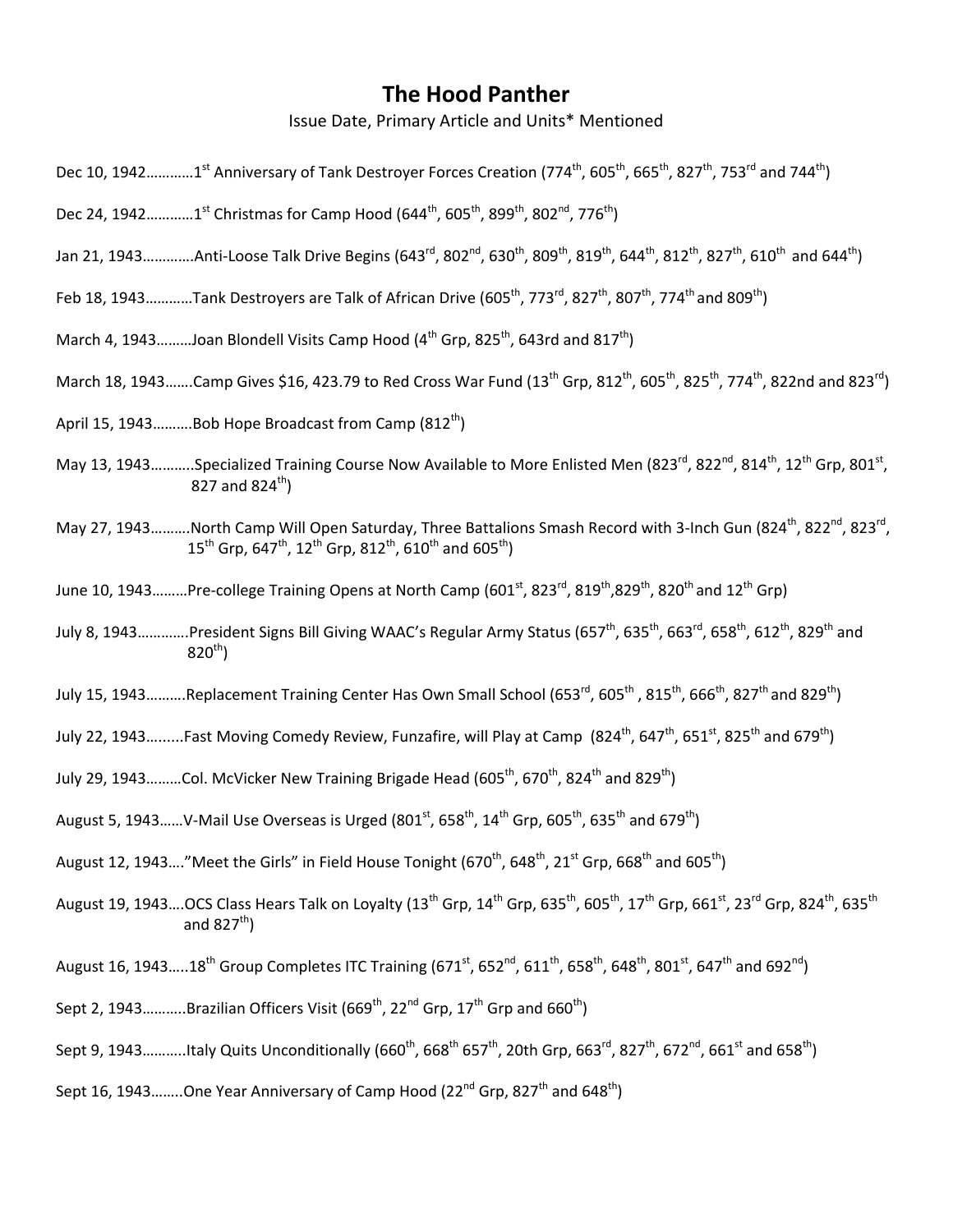# The Hood Panther

Issue Date, Primary Article and Units* Mentioned

Dec 10, 1942…………1st Anniversary of Tank Destroyer Forces Creation (774th, 605th, 665th, 827th, 753rd and 744th)

Dec 24, 1942…………1st Christmas for Camp Hood (644th, 605th, 899th, 802nd, 776th)

Jan 21, 1943………….Anti-Loose Talk Drive Begins (643rd, 802nd, 630th, 809th, 819th, 644th, 812th, 827th, 610th and 644th)

Feb 18, 1943…………Tank Destroyers are Talk of African Drive (605th, 773rd, 827th, 807th, 774th and 809th)

March 4, 1943………Joan Blondell Visits Camp Hood (4th Grp, 825th, 643rd and 817th)

March 18, 1943…….Camp Gives $16, 423.79 to Red Cross War Fund (13th Grp, 812th, 605th, 825th, 774th, 822nd and 823rd)

April 15, 1943……….Bob Hope Broadcast from Camp (812th)

May 13, 1943………..Specialized Training Course Now Available to More Enlisted Men (823rd, 822nd, 814th, 12th Grp, 801st, 827 and 824th)

May 27, 1943……….North Camp Will Open Saturday, Three Battalions Smash Record with 3-Inch Gun (824th, 822nd, 823rd, 15th Grp, 647th, 12th Grp, 812th, 610th and 605th)

June 10, 1943………Pre-college Training Opens at North Camp (601st, 823rd, 819th, 829th, 820th and 12th Grp)

July 8, 1943………….President Signs Bill Giving WAAC's Regular Army Status (657th, 635th, 663rd, 658th, 612th, 829th and 820th)

July 15, 1943……….Replacement Training Center Has Own Small School (653rd, 605th , 815th, 666th, 827th and 829th)

July 22, 1943……...Fast Moving Comedy Review, Funzafire, will Play at Camp (824th, 647th, 651st, 825th and 679th)

July 29, 1943………Col. McVicker New Training Brigade Head (605th, 670th, 824th and 829th)

August 5, 1943……V-Mail Use Overseas is Urged (801st, 658th, 14th Grp, 605th, 635th and 679th)

August 12, 1943…."Meet the Girls" in Field House Tonight (670th, 648th, 21st Grp, 668th and 605th)

August 19, 1943….OCS Class Hears Talk on Loyalty (13th Grp, 14th Grp, 635th, 605th, 17th Grp, 661st, 23rd Grp, 824th, 635th and 827th)

August 16, 1943…..18th Group Completes ITC Training (671st, 652nd, 611th, 658th, 648th, 801st, 647th and 692nd)

Sept 2, 1943………..Brazilian Officers Visit (669th, 22nd Grp, 17th Grp and 660th)

Sept 9, 1943………..Italy Quits Unconditionally (660th, 668th 657th, 20th Grp, 663rd, 827th, 672nd, 661st and 658th)

Sept 16, 1943……..One Year Anniversary of Camp Hood (22nd Grp, 827th and 648th)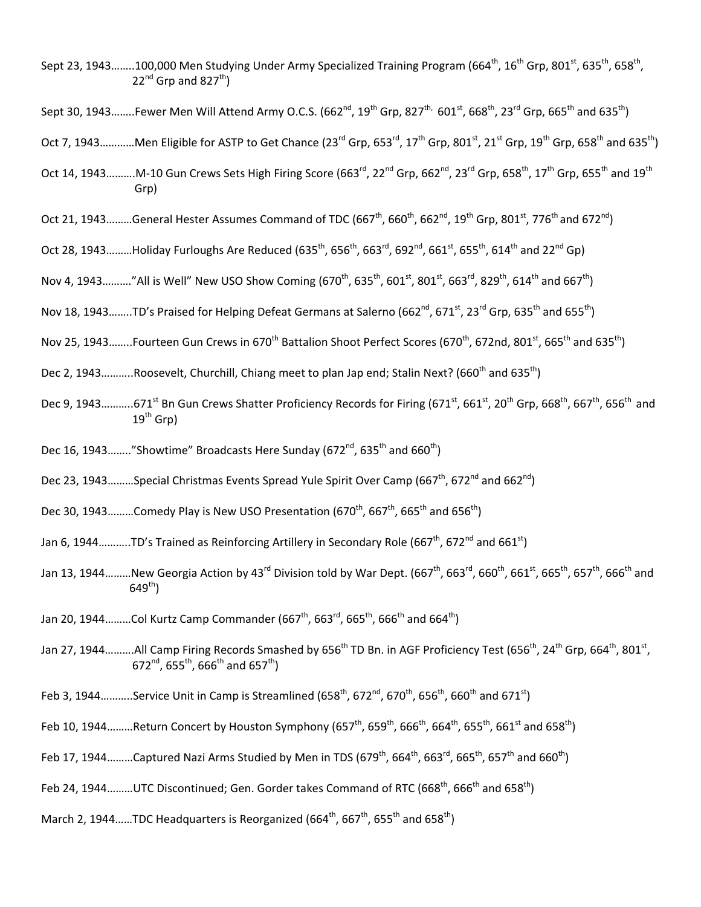Sept 23, 1943……..100,000 Men Studying Under Army Specialized Training Program (664th, 16th Grp, 801st, 635th, 658th, 22nd Grp and 827th)

Sept 30, 1943……..Fewer Men Will Attend Army O.C.S. (662nd, 19th Grp, 827th, 601st, 668th, 23rd Grp, 665th and 635th)

Oct 7, 1943…………Men Eligible for ASTP to Get Chance (23rd Grp, 653rd, 17th Grp, 801st, 21st Grp, 19th Grp, 658th and 635th)

Oct 14, 1943……….M-10 Gun Crews Sets High Firing Score (663rd, 22nd Grp, 662nd, 23rd Grp, 658th, 17th Grp, 655th and 19th Grp)

Oct 21, 1943………General Hester Assumes Command of TDC (667th, 660th, 662nd, 19th Grp, 801st, 776th and 672nd)

Oct 28, 1943………Holiday Furloughs Are Reduced (635th, 656th, 663rd, 692nd, 661st, 655th, 614th and 22nd Gp)

Nov 4, 1943……….."All is Well" New USO Show Coming (670th, 635th, 601st, 801st, 663rd, 829th, 614th and 667th)

Nov 18, 1943……..TD's Praised for Helping Defeat Germans at Salerno (662nd, 671st, 23rd Grp, 635th and 655th)

Nov 25, 1943……..Fourteen Gun Crews in 670th Battalion Shoot Perfect Scores (670th, 672nd, 801st, 665th and 635th)

Dec 2, 1943………..Roosevelt, Churchill, Chiang meet to plan Jap end; Stalin Next? (660th and 635th)

Dec 9, 1943………..671st Bn Gun Crews Shatter Proficiency Records for Firing (671st, 661st, 20th Grp, 668th, 667th, 656th and 19th Grp)

Dec 16, 1943…….."Showtime" Broadcasts Here Sunday (672nd, 635th and 660th)

Dec 23, 1943………Special Christmas Events Spread Yule Spirit Over Camp (667th, 672nd and 662nd)

Dec 30, 1943………Comedy Play is New USO Presentation (670th, 667th, 665th and 656th)

Jan 6, 1944………..TD's Trained as Reinforcing Artillery in Secondary Role (667th, 672nd and 661st)

Jan 13, 1944………New Georgia Action by 43rd Division told by War Dept. (667th, 663rd, 660th, 661st, 665th, 657th, 666th and 649th)

Jan 20, 1944………Col Kurtz Camp Commander (667th, 663rd, 665th, 666th and 664th)

Jan 27, 1944……….All Camp Firing Records Smashed by 656th TD Bn. in AGF Proficiency Test (656th, 24th Grp, 664th, 801st, 672nd, 655th, 666th and 657th)

Feb 3, 1944………..Service Unit in Camp is Streamlined (658th, 672nd, 670th, 656th, 660th and 671st)

Feb 10, 1944………Return Concert by Houston Symphony (657th, 659th, 666th, 664th, 655th, 661st and 658th)

Feb 17, 1944………Captured Nazi Arms Studied by Men in TDS (679th, 664th, 663rd, 665th, 657th and 660th)

Feb 24, 1944………UTC Discontinued; Gen. Gorder takes Command of RTC (668th, 666th and 658th)

March 2, 1944……TDC Headquarters is Reorganized (664th, 667th, 655th and 658th)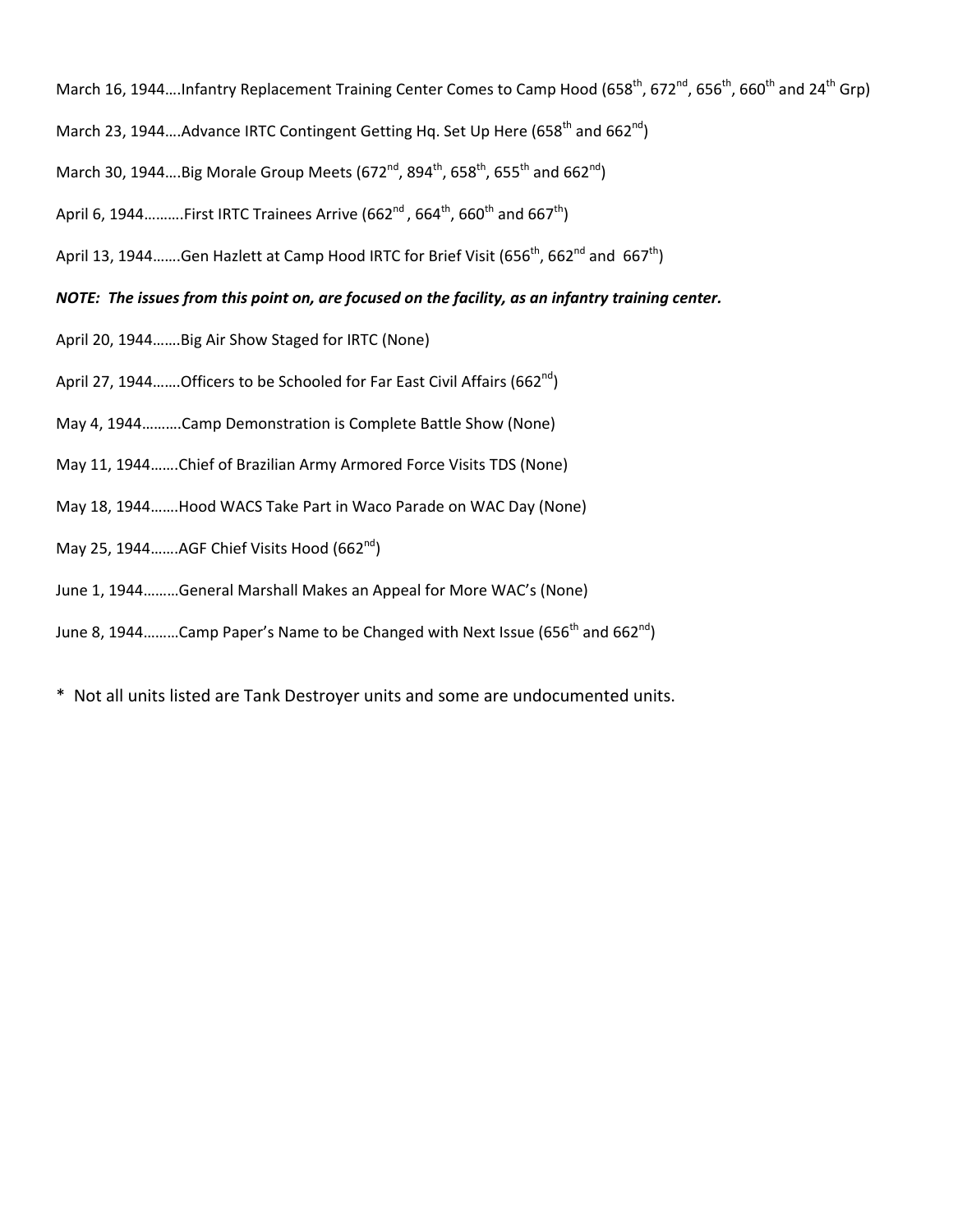March 16, 1944….Infantry Replacement Training Center Comes to Camp Hood (658th, 672nd, 656th, 660th and 24th Grp)

March 23, 1944….Advance IRTC Contingent Getting Hq. Set Up Here (658th and 662nd)

March 30, 1944….Big Morale Group Meets (672nd, 894th, 658th, 655th and 662nd)

April 6, 1944……….First IRTC Trainees Arrive (662nd , 664th, 660th and 667th)

April 13, 1944…….Gen Hazlett at Camp Hood IRTC for Brief Visit (656th, 662nd and 667th)

***NOTE: The issues from this point on, are focused on the facility, as an infantry training center.***

April 20, 1944…….Big Air Show Staged for IRTC (None)

April 27, 1944…….Officers to be Schooled for Far East Civil Affairs (662nd)

May 4, 1944……….Camp Demonstration is Complete Battle Show (None)

May 11, 1944…….Chief of Brazilian Army Armored Force Visits TDS (None)

May 18, 1944…….Hood WACS Take Part in Waco Parade on WAC Day (None)

May 25, 1944…….AGF Chief Visits Hood (662nd)

June 1, 1944………General Marshall Makes an Appeal for More WAC's (None)

June 8, 1944………Camp Paper's Name to be Changed with Next Issue (656th and 662nd)

* Not all units listed are Tank Destroyer units and some are undocumented units.